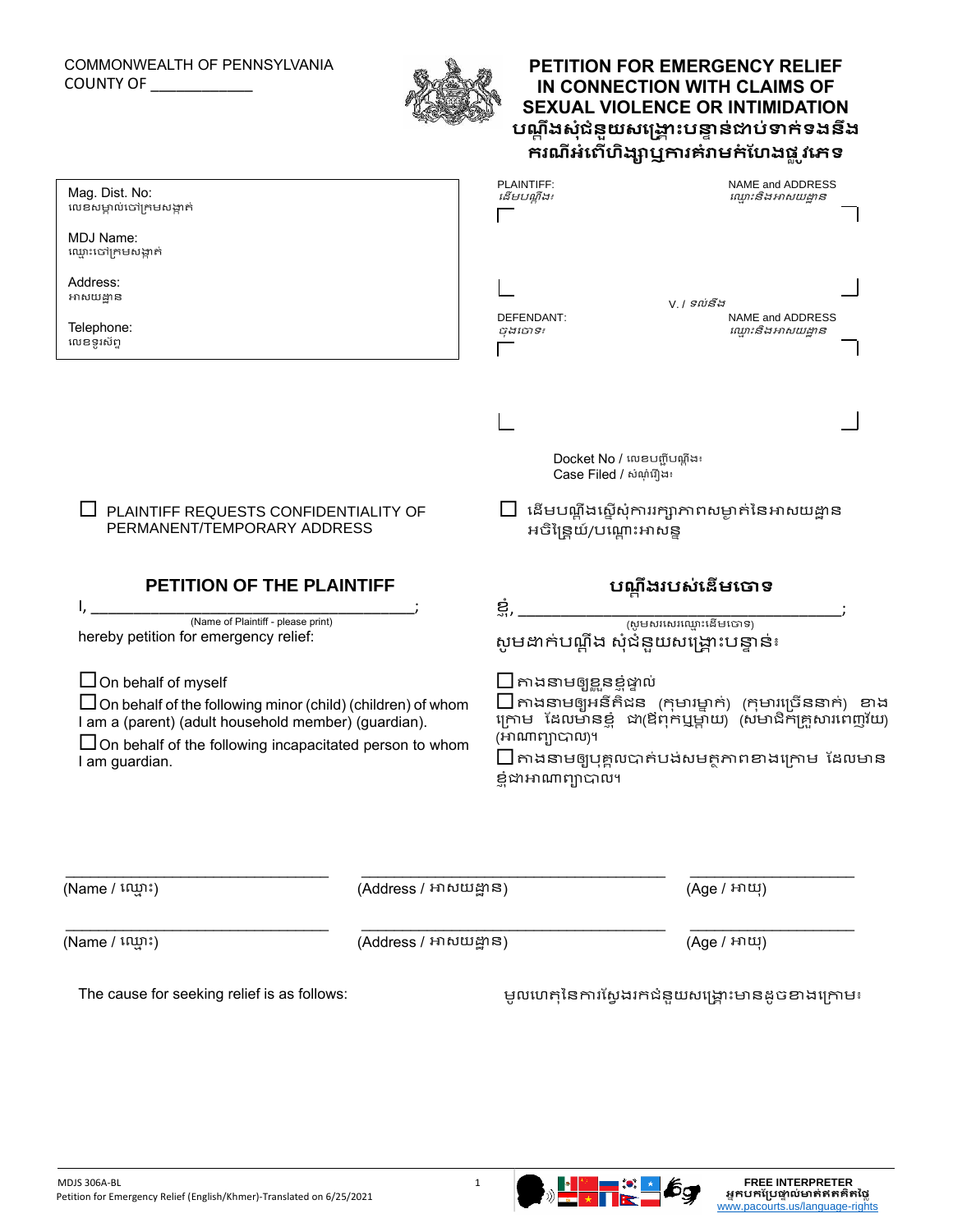COMMONWEALTH OF PENNSYLVANIA
COUNTY OF ____________

# PETITION FOR EMERGENCY RELIEF IN CONNECTION WITH CLAIMS OF SEXUAL VIOLENCE OR INTIMIDATION
# បណ្តឹងសុំជំនួយសង្គ្រោះបន្ទាន់ជាប់ទាក់ទងនឹងករណីអំពើហិង្សាឬការគំរាមកំហែងផ្លូវភេទ

| | |
|---|---|
| Mag. Dist. No:<br>លេខសម្គាល់ចៅក្រមសង្កាត់<br><br>MDJ Name:<br>ឈ្មោះចៅក្រមសង្កាត់<br><br>Address:<br>អាសយដ្ឋាន<br><br>Telephone:<br>លេខទូរស័ព្ទ | PLAINTIFF: / *ដើមបណ្តឹង៖* — NAME and ADDRESS / *ឈ្មោះនិងអាសយដ្ឋាន*<br><br>V. / *ទល់នឹង*<br><br>DEFENDANT: / *ចុងចោទ៖* — NAME and ADDRESS / *ឈ្មោះនិងអាសយដ្ឋាន* |

Docket No / លេខបញ្ជីបណ្តឹង៖
Case Filed / សំណុំរឿង៖

☐ PLAINTIFF REQUESTS CONFIDENTIALITY OF PERMANENT/TEMPORARY ADDRESS

☐ ដើមបណ្តឹងស្នើសុំការរក្សាភាពសម្ងាត់នៃអាសយដ្ឋានអចិន្ត្រៃយ៍/បណ្តោះអាសន្ន

## PETITION OF THE PLAINTIFF

I, ________________________________________;
(Name of Plaintiff - please print)
hereby petition for emergency relief:

☐ On behalf of myself
☐ On behalf of the following minor (child) (children) of whom I am a (parent) (adult household member) (guardian).
☐ On behalf of the following incapacitated person to whom I am guardian.

## បណ្តឹងរបស់ដើមចោទ

ខ្ញុំ, ________________________________________;
(សូមសរសេរឈ្មោះដើមចោទ)
សូមដាក់បណ្តឹង សុំជំនួយសង្គ្រោះបន្ទាន់៖

☐ តាងនាមឲ្យខ្លួនខ្ញុំផ្ទាល់
☐ តាងនាមឲ្យអនីតិជន (កុមារម្នាក់) (កុមារច្រើននាក់) ខាងក្រោម ដែលមានខ្ញុំ ជា(ឪពុកឬម្តាយ) (សមាជិកគ្រួសារពេញវ័យ) (អាណាព្យាបាល)។
☐ តាងនាមឲ្យបុគ្គលបាត់បង់សមត្ថភាពខាងក្រោម ដែលមានខ្ញុំជាអាណាព្យាបាល។

| (Name / ឈ្មោះ) | (Address / អាសយដ្ឋាន) | (Age / អាយុ) |
|---|---|---|
| _______________ | _______________ | _______________ |
| _______________ | _______________ | _______________ |

The cause for seeking relief is as follows:

មូលហេតុនៃការស្វែងរកជំនួយសង្គ្រោះមានដូចខាងក្រោម៖

MDJS 306A-BL
Petition for Emergency Relief (English/Khmer)-Translated on 6/25/2021

FREE INTERPRETER
អ្នកបកប្រែផ្ទាល់មាត់ឥតគិតថ្លៃ
www.pacourts.us/language-rights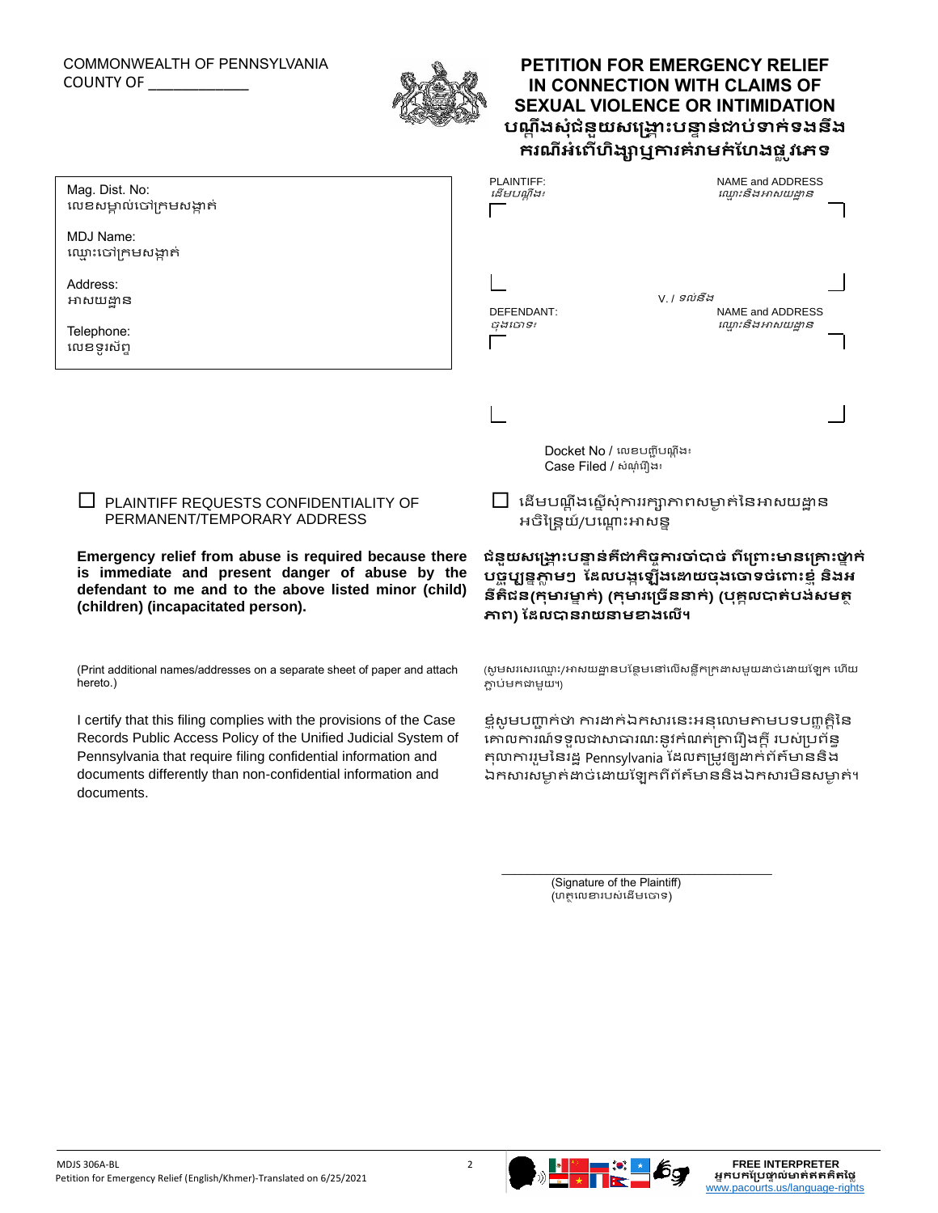COMMONWEALTH OF PENNSYLVANIA
COUNTY OF ____________

# PETITION FOR EMERGENCY RELIEF IN CONNECTION WITH CLAIMS OF SEXUAL VIOLENCE OR INTIMIDATION
# បណ្តឹងសុំជំនួយសង្គ្រោះបន្ទាន់ជាប់ទាក់ទងនឹងករណីអំពើហិង្សាឬការគំរាមកំហែងផ្លូវភេទ

| | |
|---|---|
| Mag. Dist. No: លេខសម្គាល់ចៅក្រមសង្កាត់ | PLAINTIFF: ដើមបណ្តឹង៖ NAME and ADDRESS ឈ្មោះនិងអាសយដ្ឋាន |
| MDJ Name: ឈ្មោះចៅក្រមសង្កាត់ | |
| Address: អាសយដ្ឋាន | V. / ទល់នឹង |
| Telephone: លេខទូរស័ព្ទ | DEFENDANT: ចុងចោទ៖ NAME and ADDRESS ឈ្មោះនិងអាសយដ្ឋាន |

Docket No / លេខបញ្ជីបណ្តឹង៖
Case Filed / សំណុំរឿង៖

☐ PLAINTIFF REQUESTS CONFIDENTIALITY OF PERMANENT/TEMPORARY ADDRESS

☐ ដើមបណ្តឹងស្នើសុំការរក្សាភាពសម្ងាត់នៃអាសយដ្ឋានអចិន្ត្រៃយ៍/បណ្តោះអាសន្ន

**Emergency relief from abuse is required because there is immediate and present danger of abuse by the defendant to me and to the above listed minor (child) (children) (incapacitated person).**

**ជំនួយសង្គ្រោះបន្ទាន់គឺជាកិច្ចការចាំបាច់ ពីព្រោះមានគ្រោះថ្នាក់បច្ចុប្បន្នភ្លាមៗ ដែលបង្កឡើងដោយចុងចោទចំពោះខ្ញុំ និងអនីតិជន(កុមារម្នាក់) (កុមារច្រើននាក់) (បុគ្គលបាត់បង់សមត្ថភាព) ដែលបានរាយនាមខាងលើ។**

(Print additional names/addresses on a separate sheet of paper and attach hereto.)

(សូមសរសេរឈ្មោះ/អាសយដ្ឋានបន្ថែមនៅលើសន្លឹកក្រដាសមួយដាច់ដោយឡែក ហើយភ្ជាប់មកជាមួយ។)

I certify that this filing complies with the provisions of the Case Records Public Access Policy of the Unified Judicial System of Pennsylvania that require filing confidential information and documents differently than non-confidential information and documents.

ខ្ញុំសូមបញ្ជាក់ថា ការដាក់ឯកសារនេះអនុលោមតាមបទបញ្ញត្តិនៃគោលការណ៍ទទួលជាសាធារណៈនូវកំណត់ត្រារឿងក្តី របស់ប្រព័ន្ធតុលាការរួមនៃរដ្ឋ Pennsylvania ដែលតម្រូវឲ្យដាក់ព័ត៌មាននិងឯកសារសម្ងាត់ដាច់ដោយឡែកពីព័ត៌មាននិងឯកសារមិនសម្ងាត់។

_______________________________
(Signature of the Plaintiff)
(ហត្ថលេខារបស់ដើមចោទ)

MDJS 306A-BL
Petition for Emergency Relief (English/Khmer)-Translated on 6/25/2021

FREE INTERPRETER
អ្នកបកប្រែផ្ទាល់មាត់ឥតគិតថ្លៃ
www.pacourts.us/language-rights